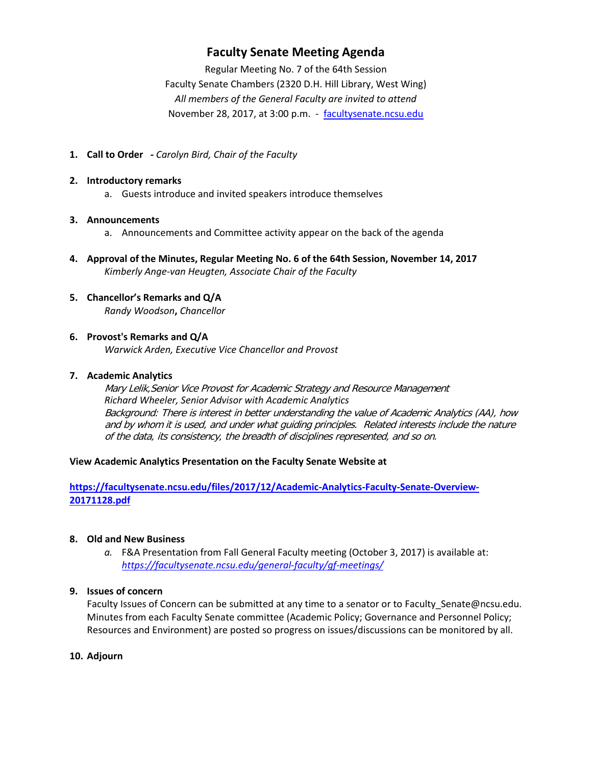# Faculty Senate Meeting Agenda

Regular Meeting No. 7 of the 64th Session
Faculty Senate Chambers (2320 D.H. Hill Library, West Wing)
*All members of the General Faculty are invited to attend*
November 28, 2017, at 3:00 p.m. - [facultysenate.ncsu.edu](facultysenate.ncsu.edu)

1. **Call to Order** - *Carolyn Bird, Chair of the Faculty*

2. **Introductory remarks**
   a. Guests introduce and invited speakers introduce themselves

3. **Announcements**
   a. Announcements and Committee activity appear on the back of the agenda

4. **Approval of the Minutes, Regular Meeting No. 6 of the 64th Session, November 14, 2017**
   *Kimberly Ange-van Heugten, Associate Chair of the Faculty*

5. **Chancellor's Remarks and Q/A**
   *Randy Woodson*, *Chancellor*

6. **Provost's Remarks and Q/A**
   *Warwick Arden, Executive Vice Chancellor and Provost*

7. **Academic Analytics**
   *Mary Lelik,Senior Vice Provost for Academic Strategy and Resource Management*
   *Richard Wheeler, Senior Advisor with Academic Analytics*
   *Background: There is interest in better understanding the value of Academic Analytics (AA), how and by whom it is used, and under what guiding principles. Related interests include the nature of the data, its consistency, the breadth of disciplines represented, and so on.*

**View Academic Analytics Presentation on the Faculty Senate Website at**

**[https://facultysenate.ncsu.edu/files/2017/12/Academic-Analytics-Faculty-Senate-Overview-20171128.pdf](https://facultysenate.ncsu.edu/files/2017/12/Academic-Analytics-Faculty-Senate-Overview-20171128.pdf)**

8. **Old and New Business**
   *a.* F&A Presentation from Fall General Faculty meeting (October 3, 2017) is available at: *[https://facultysenate.ncsu.edu/general-faculty/gf-meetings/](https://facultysenate.ncsu.edu/general-faculty/gf-meetings/)*

9. **Issues of concern**
   Faculty Issues of Concern can be submitted at any time to a senator or to Faculty_Senate@ncsu.edu. Minutes from each Faculty Senate committee (Academic Policy; Governance and Personnel Policy; Resources and Environment) are posted so progress on issues/discussions can be monitored by all.

10. **Adjourn**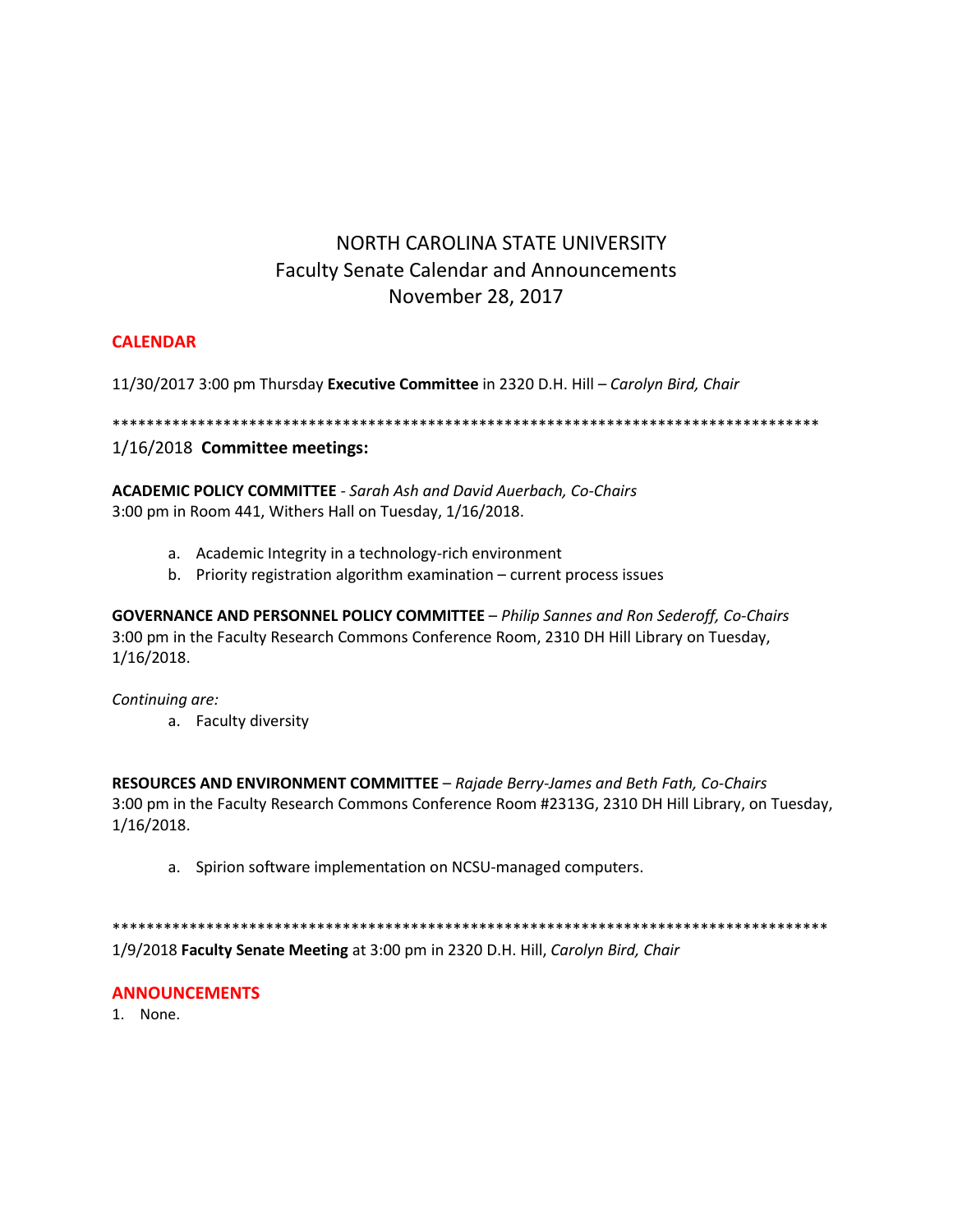# NORTH CAROLINA STATE UNIVERSITY
## Faculty Senate Calendar and Announcements
## November 28, 2017

### CALENDAR

11/30/2017 3:00 pm Thursday **Executive Committee** in 2320 D.H. Hill – *Carolyn Bird, Chair*

*************************************************************************************

1/16/2018 **Committee meetings:**

**ACADEMIC POLICY COMMITTEE** - *Sarah Ash and David Auerbach, Co-Chairs*
3:00 pm in Room 441, Withers Hall on Tuesday, 1/16/2018.

a. Academic Integrity in a technology-rich environment
b. Priority registration algorithm examination – current process issues

**GOVERNANCE AND PERSONNEL POLICY COMMITTEE** – *Philip Sannes and Ron Sederoff, Co-Chairs*
3:00 pm in the Faculty Research Commons Conference Room, 2310 DH Hill Library on Tuesday, 1/16/2018.

*Continuing are:*

a. Faculty diversity

**RESOURCES AND ENVIRONMENT COMMITTEE** – *Rajade Berry-James and Beth Fath, Co-Chairs*
3:00 pm in the Faculty Research Commons Conference Room #2313G, 2310 DH Hill Library, on Tuesday, 1/16/2018.

a. Spirion software implementation on NCSU-managed computers.

*************************************************************************************

1/9/2018 **Faculty Senate Meeting** at 3:00 pm in 2320 D.H. Hill, *Carolyn Bird, Chair*

### ANNOUNCEMENTS

1. None.